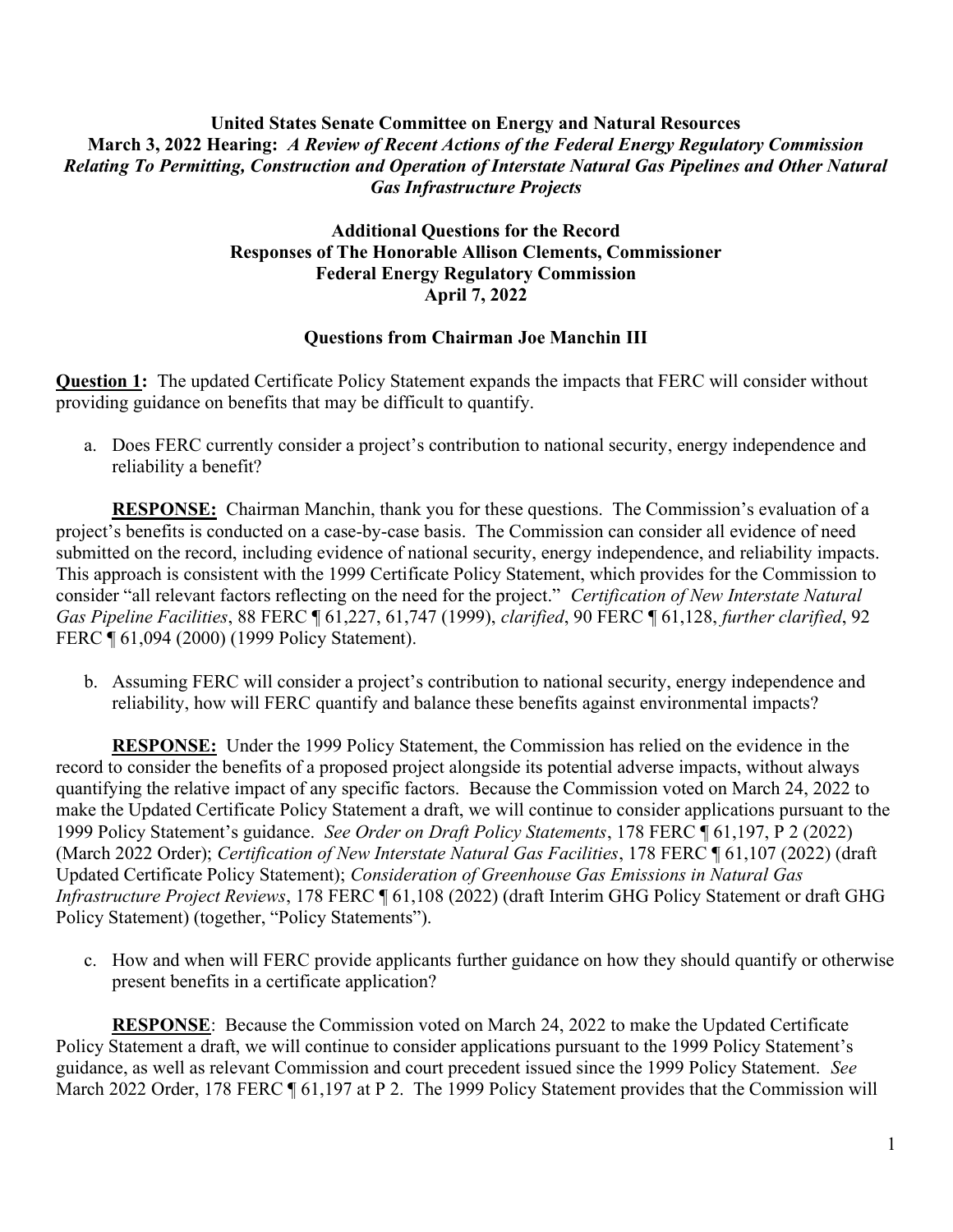**United States Senate Committee on Energy and Natural Resources**
**March 3, 2022 Hearing:** ***A Review of Recent Actions of the Federal Energy Regulatory Commission Relating To Permitting, Construction and Operation of Interstate Natural Gas Pipelines and Other Natural Gas Infrastructure Projects***

**Additional Questions for the Record**
**Responses of The Honorable Allison Clements, Commissioner**
**Federal Energy Regulatory Commission**
**April 7, 2022**

**Questions from Chairman Joe Manchin III**

**Question 1:** The updated Certificate Policy Statement expands the impacts that FERC will consider without providing guidance on benefits that may be difficult to quantify.

a. Does FERC currently consider a project's contribution to national security, energy independence and reliability a benefit?

**RESPONSE:** Chairman Manchin, thank you for these questions. The Commission's evaluation of a project's benefits is conducted on a case-by-case basis. The Commission can consider all evidence of need submitted on the record, including evidence of national security, energy independence, and reliability impacts. This approach is consistent with the 1999 Certificate Policy Statement, which provides for the Commission to consider "all relevant factors reflecting on the need for the project." *Certification of New Interstate Natural Gas Pipeline Facilities*, 88 FERC ¶ 61,227, 61,747 (1999), *clarified*, 90 FERC ¶ 61,128, *further clarified*, 92 FERC ¶ 61,094 (2000) (1999 Policy Statement).

b. Assuming FERC will consider a project's contribution to national security, energy independence and reliability, how will FERC quantify and balance these benefits against environmental impacts?

**RESPONSE:** Under the 1999 Policy Statement, the Commission has relied on the evidence in the record to consider the benefits of a proposed project alongside its potential adverse impacts, without always quantifying the relative impact of any specific factors. Because the Commission voted on March 24, 2022 to make the Updated Certificate Policy Statement a draft, we will continue to consider applications pursuant to the 1999 Policy Statement's guidance. *See Order on Draft Policy Statements*, 178 FERC ¶ 61,197, P 2 (2022) (March 2022 Order); *Certification of New Interstate Natural Gas Facilities*, 178 FERC ¶ 61,107 (2022) (draft Updated Certificate Policy Statement); *Consideration of Greenhouse Gas Emissions in Natural Gas Infrastructure Project Reviews*, 178 FERC ¶ 61,108 (2022) (draft Interim GHG Policy Statement or draft GHG Policy Statement) (together, "Policy Statements").

c. How and when will FERC provide applicants further guidance on how they should quantify or otherwise present benefits in a certificate application?

**RESPONSE**: Because the Commission voted on March 24, 2022 to make the Updated Certificate Policy Statement a draft, we will continue to consider applications pursuant to the 1999 Policy Statement's guidance, as well as relevant Commission and court precedent issued since the 1999 Policy Statement. *See* March 2022 Order, 178 FERC ¶ 61,197 at P 2. The 1999 Policy Statement provides that the Commission will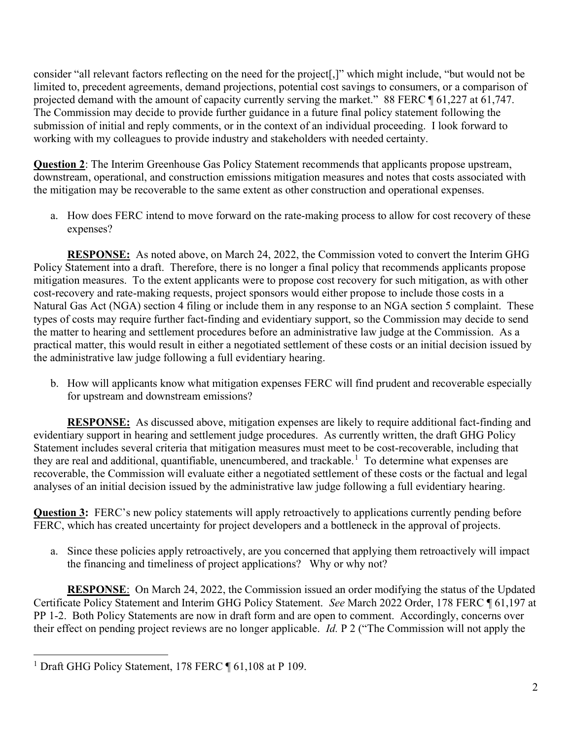consider "all relevant factors reflecting on the need for the project[,]" which might include, "but would not be limited to, precedent agreements, demand projections, potential cost savings to consumers, or a comparison of projected demand with the amount of capacity currently serving the market." 88 FERC ¶ 61,227 at 61,747. The Commission may decide to provide further guidance in a future final policy statement following the submission of initial and reply comments, or in the context of an individual proceeding. I look forward to working with my colleagues to provide industry and stakeholders with needed certainty.

**Question 2**: The Interim Greenhouse Gas Policy Statement recommends that applicants propose upstream, downstream, operational, and construction emissions mitigation measures and notes that costs associated with the mitigation may be recoverable to the same extent as other construction and operational expenses.

a. How does FERC intend to move forward on the rate-making process to allow for cost recovery of these expenses?

**RESPONSE:** As noted above, on March 24, 2022, the Commission voted to convert the Interim GHG Policy Statement into a draft. Therefore, there is no longer a final policy that recommends applicants propose mitigation measures. To the extent applicants were to propose cost recovery for such mitigation, as with other cost-recovery and rate-making requests, project sponsors would either propose to include those costs in a Natural Gas Act (NGA) section 4 filing or include them in any response to an NGA section 5 complaint. These types of costs may require further fact-finding and evidentiary support, so the Commission may decide to send the matter to hearing and settlement procedures before an administrative law judge at the Commission. As a practical matter, this would result in either a negotiated settlement of these costs or an initial decision issued by the administrative law judge following a full evidentiary hearing.

b. How will applicants know what mitigation expenses FERC will find prudent and recoverable especially for upstream and downstream emissions?

**RESPONSE:** As discussed above, mitigation expenses are likely to require additional fact-finding and evidentiary support in hearing and settlement judge procedures. As currently written, the draft GHG Policy Statement includes several criteria that mitigation measures must meet to be cost-recoverable, including that they are real and additional, quantifiable, unencumbered, and trackable.[1] To determine what expenses are recoverable, the Commission will evaluate either a negotiated settlement of these costs or the factual and legal analyses of an initial decision issued by the administrative law judge following a full evidentiary hearing.

**Question 3:** FERC's new policy statements will apply retroactively to applications currently pending before FERC, which has created uncertainty for project developers and a bottleneck in the approval of projects.

a. Since these policies apply retroactively, are you concerned that applying them retroactively will impact the financing and timeliness of project applications? Why or why not?

**RESPONSE**: On March 24, 2022, the Commission issued an order modifying the status of the Updated Certificate Policy Statement and Interim GHG Policy Statement. *See* March 2022 Order, 178 FERC ¶ 61,197 at PP 1-2. Both Policy Statements are now in draft form and are open to comment. Accordingly, concerns over their effect on pending project reviews are no longer applicable. *Id.* P 2 ("The Commission will not apply the

[1] Draft GHG Policy Statement, 178 FERC ¶ 61,108 at P 109.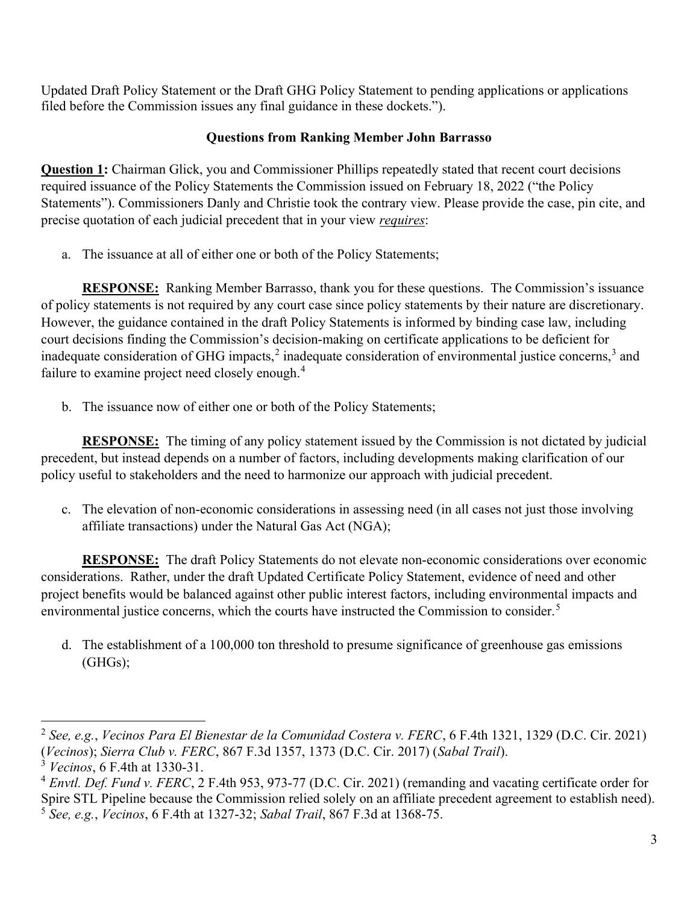Updated Draft Policy Statement or the Draft GHG Policy Statement to pending applications or applications filed before the Commission issues any final guidance in these dockets.").

### Questions from Ranking Member John Barrasso

**Question 1:** Chairman Glick, you and Commissioner Phillips repeatedly stated that recent court decisions required issuance of the Policy Statements the Commission issued on February 18, 2022 ("the Policy Statements"). Commissioners Danly and Christie took the contrary view. Please provide the case, pin cite, and precise quotation of each judicial precedent that in your view ***requires***:

a. The issuance at all of either one or both of the Policy Statements;

**RESPONSE:** Ranking Member Barrasso, thank you for these questions. The Commission's issuance of policy statements is not required by any court case since policy statements by their nature are discretionary. However, the guidance contained in the draft Policy Statements is informed by binding case law, including court decisions finding the Commission's decision-making on certificate applications to be deficient for inadequate consideration of GHG impacts,[2] inadequate consideration of environmental justice concerns,[3] and failure to examine project need closely enough.[4]

b. The issuance now of either one or both of the Policy Statements;

**RESPONSE:** The timing of any policy statement issued by the Commission is not dictated by judicial precedent, but instead depends on a number of factors, including developments making clarification of our policy useful to stakeholders and the need to harmonize our approach with judicial precedent.

c. The elevation of non-economic considerations in assessing need (in all cases not just those involving affiliate transactions) under the Natural Gas Act (NGA);

**RESPONSE:** The draft Policy Statements do not elevate non-economic considerations over economic considerations. Rather, under the draft Updated Certificate Policy Statement, evidence of need and other project benefits would be balanced against other public interest factors, including environmental impacts and environmental justice concerns, which the courts have instructed the Commission to consider.[5]

d. The establishment of a 100,000 ton threshold to presume significance of greenhouse gas emissions (GHGs);

---

[2] *See, e.g.*, *Vecinos Para El Bienestar de la Comunidad Costera v. FERC*, 6 F.4th 1321, 1329 (D.C. Cir. 2021) (*Vecinos*); *Sierra Club v. FERC*, 867 F.3d 1357, 1373 (D.C. Cir. 2017) (*Sabal Trail*).

[3] *Vecinos*, 6 F.4th at 1330-31.

[4] *Envtl. Def. Fund v. FERC*, 2 F.4th 953, 973-77 (D.C. Cir. 2021) (remanding and vacating certificate order for Spire STL Pipeline because the Commission relied solely on an affiliate precedent agreement to establish need).

[5] *See, e.g.*, *Vecinos*, 6 F.4th at 1327-32; *Sabal Trail*, 867 F.3d at 1368-75.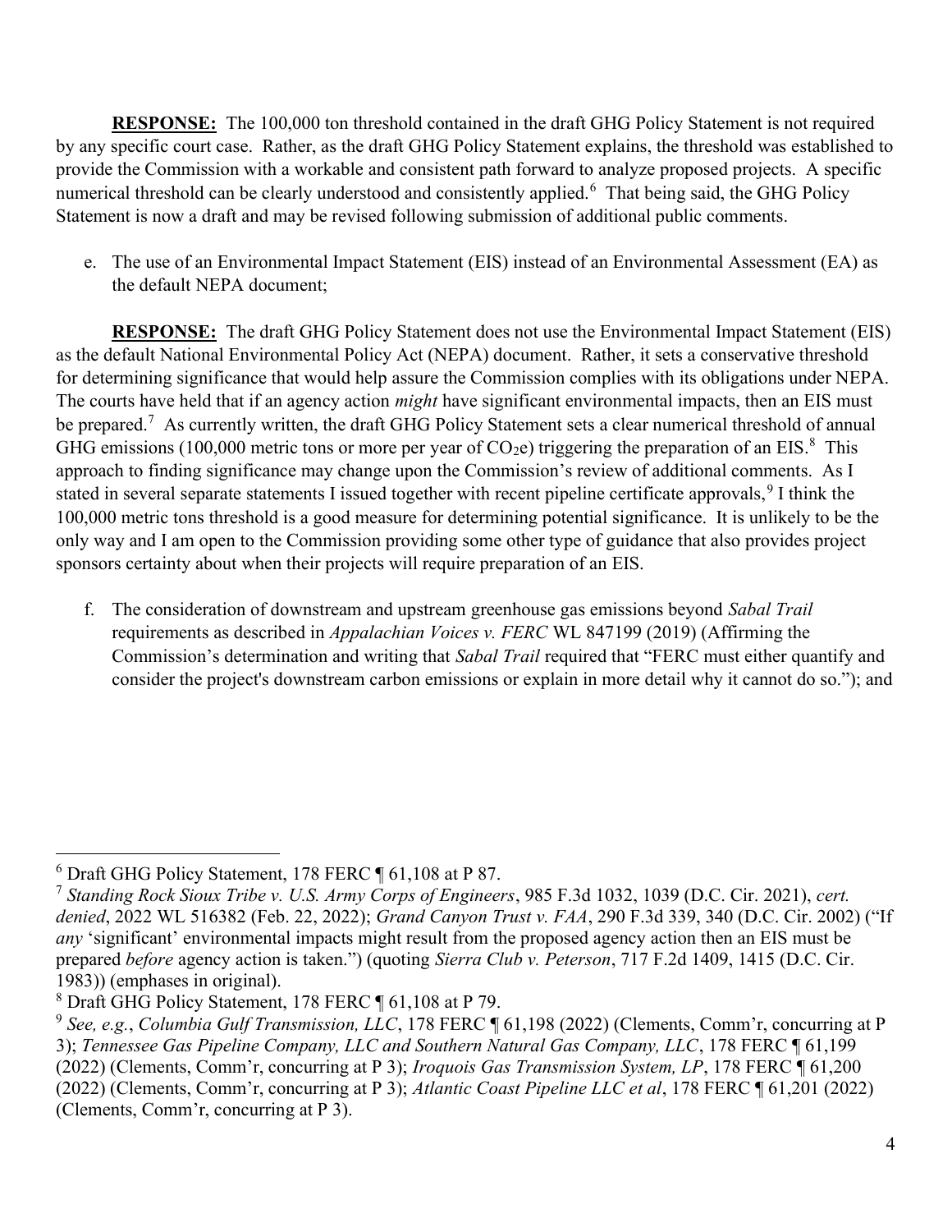**RESPONSE:** The 100,000 ton threshold contained in the draft GHG Policy Statement is not required by any specific court case. Rather, as the draft GHG Policy Statement explains, the threshold was established to provide the Commission with a workable and consistent path forward to analyze proposed projects. A specific numerical threshold can be clearly understood and consistently applied.[6] That being said, the GHG Policy Statement is now a draft and may be revised following submission of additional public comments.

e. The use of an Environmental Impact Statement (EIS) instead of an Environmental Assessment (EA) as the default NEPA document;

**RESPONSE:** The draft GHG Policy Statement does not use the Environmental Impact Statement (EIS) as the default National Environmental Policy Act (NEPA) document. Rather, it sets a conservative threshold for determining significance that would help assure the Commission complies with its obligations under NEPA. The courts have held that if an agency action *might* have significant environmental impacts, then an EIS must be prepared.[7] As currently written, the draft GHG Policy Statement sets a clear numerical threshold of annual GHG emissions (100,000 metric tons or more per year of $CO_2e$) triggering the preparation of an EIS.[8] This approach to finding significance may change upon the Commission's review of additional comments. As I stated in several separate statements I issued together with recent pipeline certificate approvals,[9] I think the 100,000 metric tons threshold is a good measure for determining potential significance. It is unlikely to be the only way and I am open to the Commission providing some other type of guidance that also provides project sponsors certainty about when their projects will require preparation of an EIS.

f. The consideration of downstream and upstream greenhouse gas emissions beyond *Sabal Trail* requirements as described in *Appalachian Voices v. FERC* WL 847199 (2019) (Affirming the Commission's determination and writing that *Sabal Trail* required that "FERC must either quantify and consider the project's downstream carbon emissions or explain in more detail why it cannot do so."); and

---

[6] Draft GHG Policy Statement, 178 FERC ¶ 61,108 at P 87.

[7] *Standing Rock Sioux Tribe v. U.S. Army Corps of Engineers*, 985 F.3d 1032, 1039 (D.C. Cir. 2021), *cert. denied*, 2022 WL 516382 (Feb. 22, 2022); *Grand Canyon Trust v. FAA*, 290 F.3d 339, 340 (D.C. Cir. 2002) ("If *any* 'significant' environmental impacts might result from the proposed agency action then an EIS must be prepared *before* agency action is taken.") (quoting *Sierra Club v. Peterson*, 717 F.2d 1409, 1415 (D.C. Cir. 1983)) (emphases in original).

[8] Draft GHG Policy Statement, 178 FERC ¶ 61,108 at P 79.

[9] *See, e.g.*, *Columbia Gulf Transmission, LLC*, 178 FERC ¶ 61,198 (2022) (Clements, Comm'r, concurring at P 3); *Tennessee Gas Pipeline Company, LLC and Southern Natural Gas Company, LLC*, 178 FERC ¶ 61,199 (2022) (Clements, Comm'r, concurring at P 3); *Iroquois Gas Transmission System, LP*, 178 FERC ¶ 61,200 (2022) (Clements, Comm'r, concurring at P 3); *Atlantic Coast Pipeline LLC et al*, 178 FERC ¶ 61,201 (2022) (Clements, Comm'r, concurring at P 3).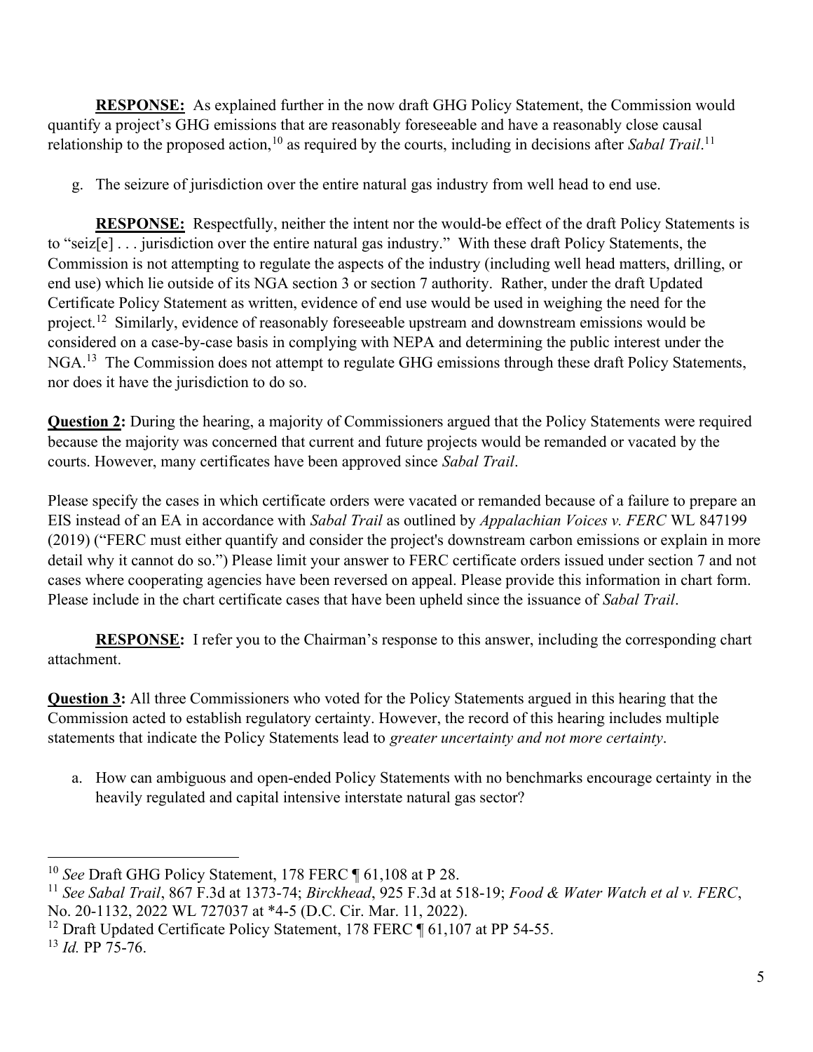**RESPONSE:** As explained further in the now draft GHG Policy Statement, the Commission would quantify a project's GHG emissions that are reasonably foreseeable and have a reasonably close causal relationship to the proposed action,[10] as required by the courts, including in decisions after *Sabal Trail*.[11]

g. The seizure of jurisdiction over the entire natural gas industry from well head to end use.

**RESPONSE:** Respectfully, neither the intent nor the would-be effect of the draft Policy Statements is to "seiz[e] . . . jurisdiction over the entire natural gas industry." With these draft Policy Statements, the Commission is not attempting to regulate the aspects of the industry (including well head matters, drilling, or end use) which lie outside of its NGA section 3 or section 7 authority. Rather, under the draft Updated Certificate Policy Statement as written, evidence of end use would be used in weighing the need for the project.[12] Similarly, evidence of reasonably foreseeable upstream and downstream emissions would be considered on a case-by-case basis in complying with NEPA and determining the public interest under the NGA.[13] The Commission does not attempt to regulate GHG emissions through these draft Policy Statements, nor does it have the jurisdiction to do so.

**Question 2:** During the hearing, a majority of Commissioners argued that the Policy Statements were required because the majority was concerned that current and future projects would be remanded or vacated by the courts. However, many certificates have been approved since *Sabal Trail*.

Please specify the cases in which certificate orders were vacated or remanded because of a failure to prepare an EIS instead of an EA in accordance with *Sabal Trail* as outlined by *Appalachian Voices v. FERC* WL 847199 (2019) ("FERC must either quantify and consider the project's downstream carbon emissions or explain in more detail why it cannot do so.") Please limit your answer to FERC certificate orders issued under section 7 and not cases where cooperating agencies have been reversed on appeal. Please provide this information in chart form. Please include in the chart certificate cases that have been upheld since the issuance of *Sabal Trail*.

**RESPONSE:** I refer you to the Chairman's response to this answer, including the corresponding chart attachment.

**Question 3:** All three Commissioners who voted for the Policy Statements argued in this hearing that the Commission acted to establish regulatory certainty. However, the record of this hearing includes multiple statements that indicate the Policy Statements lead to *greater uncertainty and not more certainty*.

a. How can ambiguous and open-ended Policy Statements with no benchmarks encourage certainty in the heavily regulated and capital intensive interstate natural gas sector?

---

[10] *See* Draft GHG Policy Statement, 178 FERC ¶ 61,108 at P 28.

[11] *See Sabal Trail*, 867 F.3d at 1373-74; *Birckhead*, 925 F.3d at 518-19; *Food & Water Watch et al v. FERC*, No. 20-1132, 2022 WL 727037 at *4-5 (D.C. Cir. Mar. 11, 2022).

[12] Draft Updated Certificate Policy Statement, 178 FERC ¶ 61,107 at PP 54-55.

[13] *Id.* PP 75-76.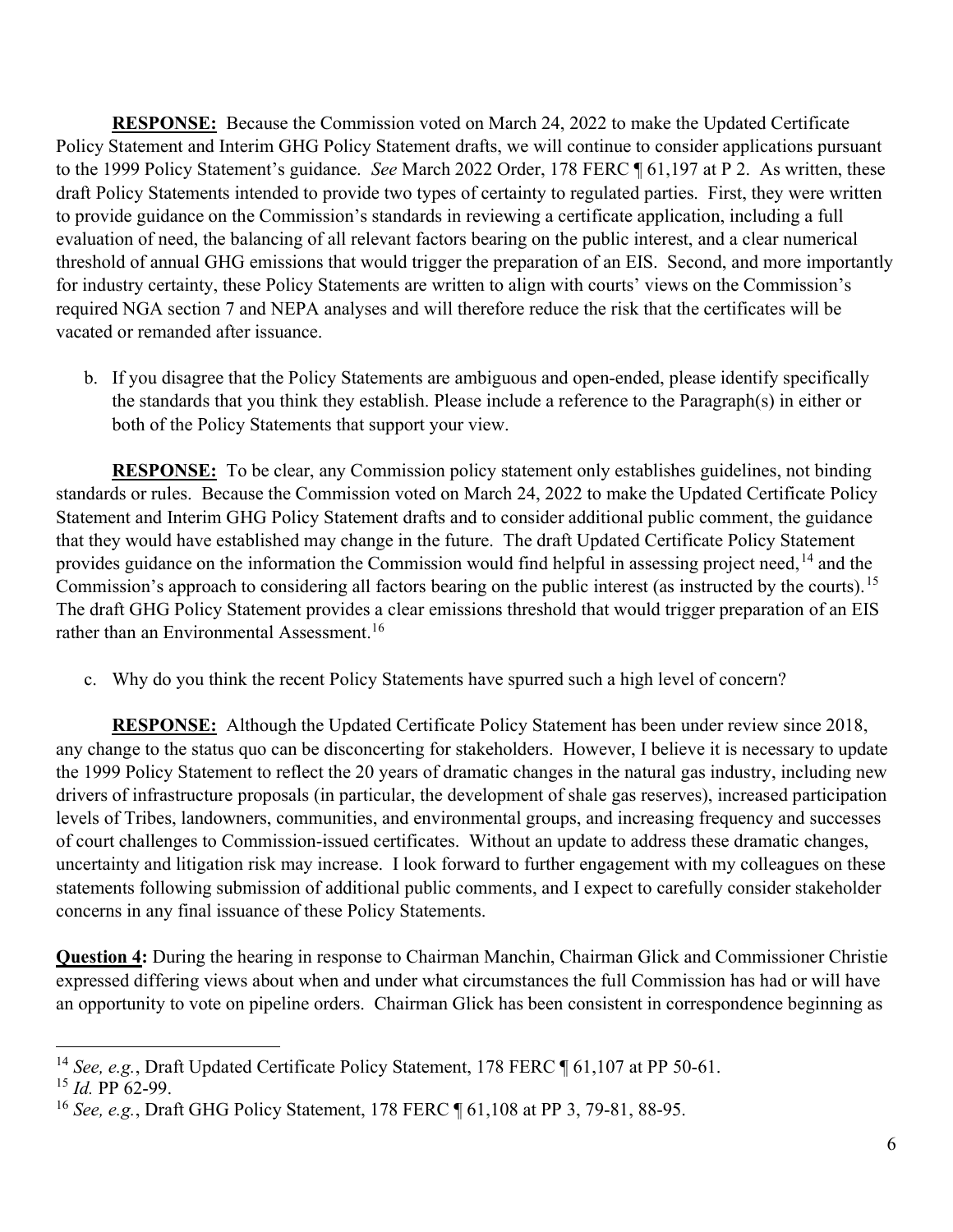**RESPONSE:** Because the Commission voted on March 24, 2022 to make the Updated Certificate Policy Statement and Interim GHG Policy Statement drafts, we will continue to consider applications pursuant to the 1999 Policy Statement's guidance. *See* March 2022 Order, 178 FERC ¶ 61,197 at P 2. As written, these draft Policy Statements intended to provide two types of certainty to regulated parties. First, they were written to provide guidance on the Commission's standards in reviewing a certificate application, including a full evaluation of need, the balancing of all relevant factors bearing on the public interest, and a clear numerical threshold of annual GHG emissions that would trigger the preparation of an EIS. Second, and more importantly for industry certainty, these Policy Statements are written to align with courts' views on the Commission's required NGA section 7 and NEPA analyses and will therefore reduce the risk that the certificates will be vacated or remanded after issuance.

b. If you disagree that the Policy Statements are ambiguous and open-ended, please identify specifically the standards that you think they establish. Please include a reference to the Paragraph(s) in either or both of the Policy Statements that support your view.

**RESPONSE:** To be clear, any Commission policy statement only establishes guidelines, not binding standards or rules. Because the Commission voted on March 24, 2022 to make the Updated Certificate Policy Statement and Interim GHG Policy Statement drafts and to consider additional public comment, the guidance that they would have established may change in the future. The draft Updated Certificate Policy Statement provides guidance on the information the Commission would find helpful in assessing project need,[14] and the Commission's approach to considering all factors bearing on the public interest (as instructed by the courts).[15] The draft GHG Policy Statement provides a clear emissions threshold that would trigger preparation of an EIS rather than an Environmental Assessment.[16]

c. Why do you think the recent Policy Statements have spurred such a high level of concern?

**RESPONSE:** Although the Updated Certificate Policy Statement has been under review since 2018, any change to the status quo can be disconcerting for stakeholders. However, I believe it is necessary to update the 1999 Policy Statement to reflect the 20 years of dramatic changes in the natural gas industry, including new drivers of infrastructure proposals (in particular, the development of shale gas reserves), increased participation levels of Tribes, landowners, communities, and environmental groups, and increasing frequency and successes of court challenges to Commission-issued certificates. Without an update to address these dramatic changes, uncertainty and litigation risk may increase. I look forward to further engagement with my colleagues on these statements following submission of additional public comments, and I expect to carefully consider stakeholder concerns in any final issuance of these Policy Statements.

**Question 4:** During the hearing in response to Chairman Manchin, Chairman Glick and Commissioner Christie expressed differing views about when and under what circumstances the full Commission has had or will have an opportunity to vote on pipeline orders. Chairman Glick has been consistent in correspondence beginning as

---

[14] *See, e.g.*, Draft Updated Certificate Policy Statement, 178 FERC ¶ 61,107 at PP 50-61.

[15] *Id.* PP 62-99.

[16] *See, e.g.*, Draft GHG Policy Statement, 178 FERC ¶ 61,108 at PP 3, 79-81, 88-95.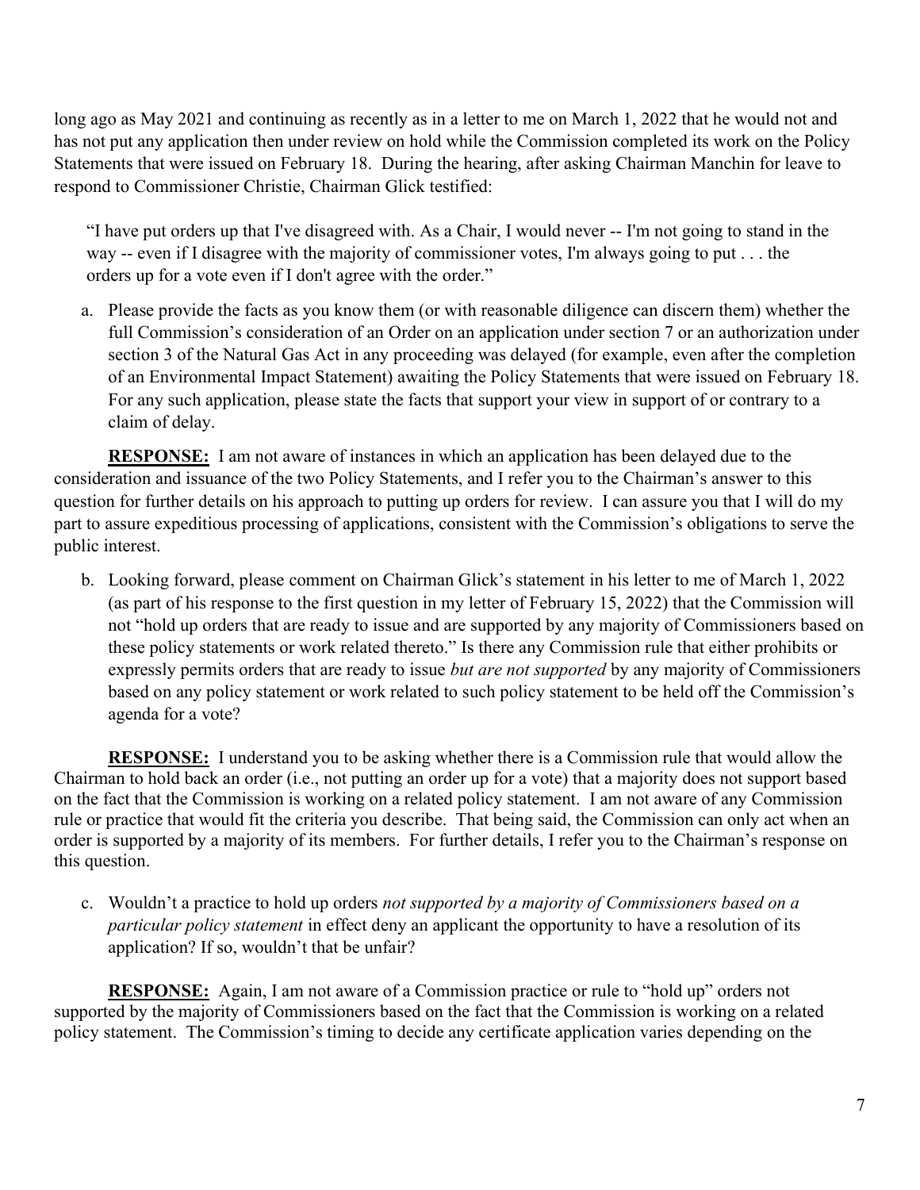long ago as May 2021 and continuing as recently as in a letter to me on March 1, 2022 that he would not and has not put any application then under review on hold while the Commission completed its work on the Policy Statements that were issued on February 18. During the hearing, after asking Chairman Manchin for leave to respond to Commissioner Christie, Chairman Glick testified:

> "I have put orders up that I've disagreed with. As a Chair, I would never -- I'm not going to stand in the way -- even if I disagree with the majority of commissioner votes, I'm always going to put . . . the orders up for a vote even if I don't agree with the order."

a. Please provide the facts as you know them (or with reasonable diligence can discern them) whether the full Commission's consideration of an Order on an application under section 7 or an authorization under section 3 of the Natural Gas Act in any proceeding was delayed (for example, even after the completion of an Environmental Impact Statement) awaiting the Policy Statements that were issued on February 18. For any such application, please state the facts that support your view in support of or contrary to a claim of delay.

**RESPONSE:** I am not aware of instances in which an application has been delayed due to the consideration and issuance of the two Policy Statements, and I refer you to the Chairman's answer to this question for further details on his approach to putting up orders for review. I can assure you that I will do my part to assure expeditious processing of applications, consistent with the Commission's obligations to serve the public interest.

b. Looking forward, please comment on Chairman Glick's statement in his letter to me of March 1, 2022 (as part of his response to the first question in my letter of February 15, 2022) that the Commission will not "hold up orders that are ready to issue and are supported by any majority of Commissioners based on these policy statements or work related thereto." Is there any Commission rule that either prohibits or expressly permits orders that are ready to issue *but are not supported* by any majority of Commissioners based on any policy statement or work related to such policy statement to be held off the Commission's agenda for a vote?

**RESPONSE:** I understand you to be asking whether there is a Commission rule that would allow the Chairman to hold back an order (i.e., not putting an order up for a vote) that a majority does not support based on the fact that the Commission is working on a related policy statement. I am not aware of any Commission rule or practice that would fit the criteria you describe. That being said, the Commission can only act when an order is supported by a majority of its members. For further details, I refer you to the Chairman's response on this question.

c. Wouldn't a practice to hold up orders *not supported by a majority of Commissioners based on a particular policy statement* in effect deny an applicant the opportunity to have a resolution of its application? If so, wouldn't that be unfair?

**RESPONSE:** Again, I am not aware of a Commission practice or rule to "hold up" orders not supported by the majority of Commissioners based on the fact that the Commission is working on a related policy statement. The Commission's timing to decide any certificate application varies depending on the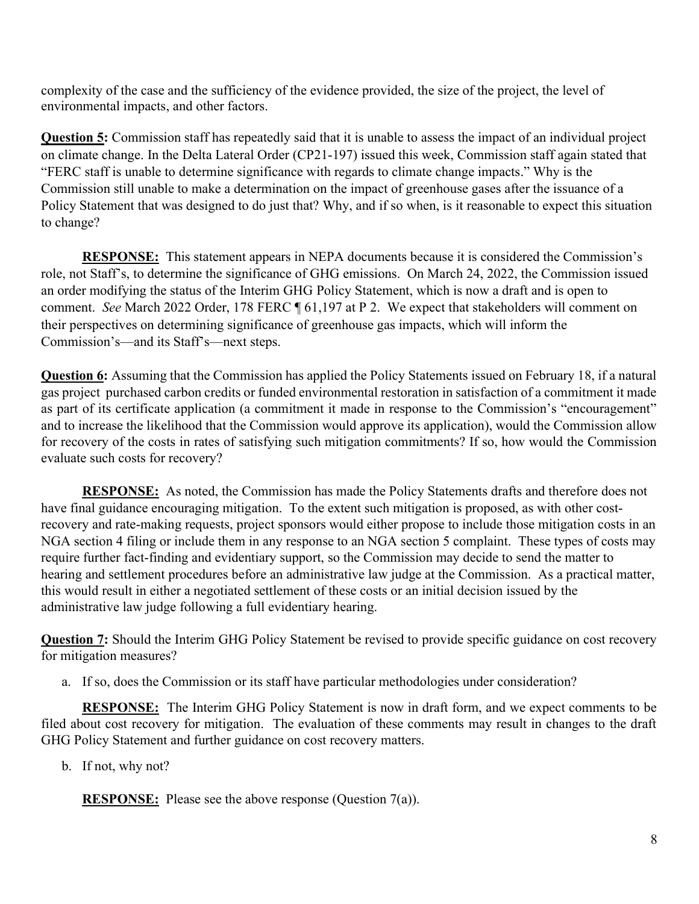complexity of the case and the sufficiency of the evidence provided, the size of the project, the level of environmental impacts, and other factors.

**Question 5:** Commission staff has repeatedly said that it is unable to assess the impact of an individual project on climate change. In the Delta Lateral Order (CP21-197) issued this week, Commission staff again stated that "FERC staff is unable to determine significance with regards to climate change impacts." Why is the Commission still unable to make a determination on the impact of greenhouse gases after the issuance of a Policy Statement that was designed to do just that? Why, and if so when, is it reasonable to expect this situation to change?

**RESPONSE:** This statement appears in NEPA documents because it is considered the Commission's role, not Staff's, to determine the significance of GHG emissions. On March 24, 2022, the Commission issued an order modifying the status of the Interim GHG Policy Statement, which is now a draft and is open to comment. *See* March 2022 Order, 178 FERC ¶ 61,197 at P 2. We expect that stakeholders will comment on their perspectives on determining significance of greenhouse gas impacts, which will inform the Commission's—and its Staff's—next steps.

**Question 6:** Assuming that the Commission has applied the Policy Statements issued on February 18, if a natural gas project purchased carbon credits or funded environmental restoration in satisfaction of a commitment it made as part of its certificate application (a commitment it made in response to the Commission's "encouragement" and to increase the likelihood that the Commission would approve its application), would the Commission allow for recovery of the costs in rates of satisfying such mitigation commitments? If so, how would the Commission evaluate such costs for recovery?

**RESPONSE:** As noted, the Commission has made the Policy Statements drafts and therefore does not have final guidance encouraging mitigation. To the extent such mitigation is proposed, as with other cost-recovery and rate-making requests, project sponsors would either propose to include those mitigation costs in an NGA section 4 filing or include them in any response to an NGA section 5 complaint. These types of costs may require further fact-finding and evidentiary support, so the Commission may decide to send the matter to hearing and settlement procedures before an administrative law judge at the Commission. As a practical matter, this would result in either a negotiated settlement of these costs or an initial decision issued by the administrative law judge following a full evidentiary hearing.

**Question 7:** Should the Interim GHG Policy Statement be revised to provide specific guidance on cost recovery for mitigation measures?

a. If so, does the Commission or its staff have particular methodologies under consideration?

**RESPONSE:** The Interim GHG Policy Statement is now in draft form, and we expect comments to be filed about cost recovery for mitigation. The evaluation of these comments may result in changes to the draft GHG Policy Statement and further guidance on cost recovery matters.

b. If not, why not?

**RESPONSE:** Please see the above response (Question 7(a)).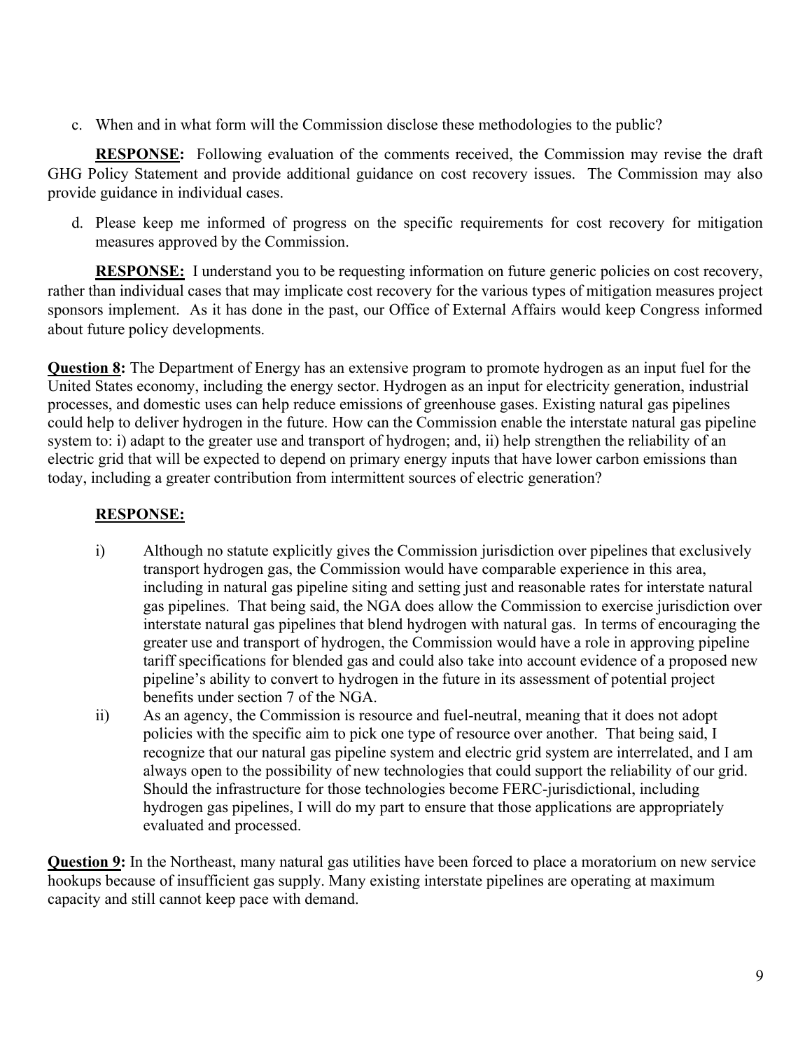c. When and in what form will the Commission disclose these methodologies to the public?

**RESPONSE:** Following evaluation of the comments received, the Commission may revise the draft GHG Policy Statement and provide additional guidance on cost recovery issues. The Commission may also provide guidance in individual cases.

d. Please keep me informed of progress on the specific requirements for cost recovery for mitigation measures approved by the Commission.

**RESPONSE:** I understand you to be requesting information on future generic policies on cost recovery, rather than individual cases that may implicate cost recovery for the various types of mitigation measures project sponsors implement. As it has done in the past, our Office of External Affairs would keep Congress informed about future policy developments.

**Question 8:** The Department of Energy has an extensive program to promote hydrogen as an input fuel for the United States economy, including the energy sector. Hydrogen as an input for electricity generation, industrial processes, and domestic uses can help reduce emissions of greenhouse gases. Existing natural gas pipelines could help to deliver hydrogen in the future. How can the Commission enable the interstate natural gas pipeline system to: i) adapt to the greater use and transport of hydrogen; and, ii) help strengthen the reliability of an electric grid that will be expected to depend on primary energy inputs that have lower carbon emissions than today, including a greater contribution from intermittent sources of electric generation?

**RESPONSE:**

i) Although no statute explicitly gives the Commission jurisdiction over pipelines that exclusively transport hydrogen gas, the Commission would have comparable experience in this area, including in natural gas pipeline siting and setting just and reasonable rates for interstate natural gas pipelines. That being said, the NGA does allow the Commission to exercise jurisdiction over interstate natural gas pipelines that blend hydrogen with natural gas. In terms of encouraging the greater use and transport of hydrogen, the Commission would have a role in approving pipeline tariff specifications for blended gas and could also take into account evidence of a proposed new pipeline's ability to convert to hydrogen in the future in its assessment of potential project benefits under section 7 of the NGA.

ii) As an agency, the Commission is resource and fuel-neutral, meaning that it does not adopt policies with the specific aim to pick one type of resource over another. That being said, I recognize that our natural gas pipeline system and electric grid system are interrelated, and I am always open to the possibility of new technologies that could support the reliability of our grid. Should the infrastructure for those technologies become FERC-jurisdictional, including hydrogen gas pipelines, I will do my part to ensure that those applications are appropriately evaluated and processed.

**Question 9:** In the Northeast, many natural gas utilities have been forced to place a moratorium on new service hookups because of insufficient gas supply. Many existing interstate pipelines are operating at maximum capacity and still cannot keep pace with demand.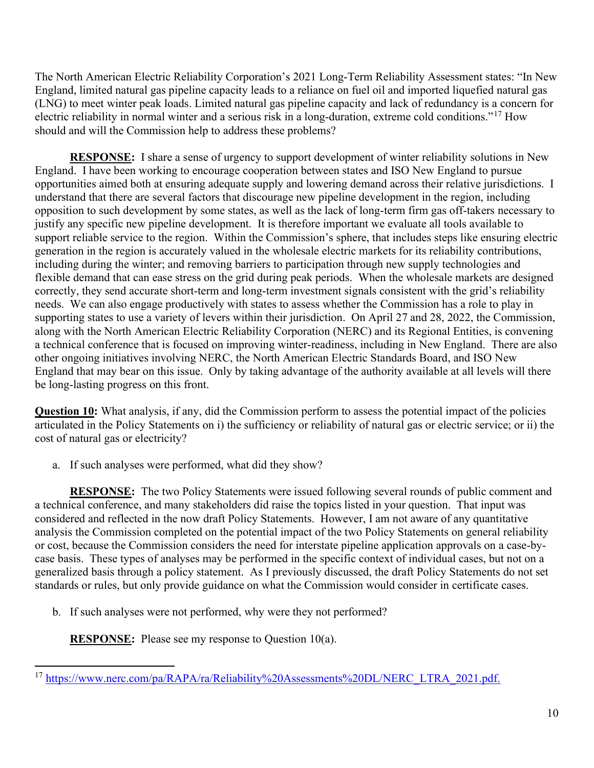The North American Electric Reliability Corporation's 2021 Long-Term Reliability Assessment states: "In New England, limited natural gas pipeline capacity leads to a reliance on fuel oil and imported liquefied natural gas (LNG) to meet winter peak loads. Limited natural gas pipeline capacity and lack of redundancy is a concern for electric reliability in normal winter and a serious risk in a long-duration, extreme cold conditions."[17] How should and will the Commission help to address these problems?

**RESPONSE:** I share a sense of urgency to support development of winter reliability solutions in New England. I have been working to encourage cooperation between states and ISO New England to pursue opportunities aimed both at ensuring adequate supply and lowering demand across their relative jurisdictions. I understand that there are several factors that discourage new pipeline development in the region, including opposition to such development by some states, as well as the lack of long-term firm gas off-takers necessary to justify any specific new pipeline development. It is therefore important we evaluate all tools available to support reliable service to the region. Within the Commission's sphere, that includes steps like ensuring electric generation in the region is accurately valued in the wholesale electric markets for its reliability contributions, including during the winter; and removing barriers to participation through new supply technologies and flexible demand that can ease stress on the grid during peak periods. When the wholesale markets are designed correctly, they send accurate short-term and long-term investment signals consistent with the grid's reliability needs. We can also engage productively with states to assess whether the Commission has a role to play in supporting states to use a variety of levers within their jurisdiction. On April 27 and 28, 2022, the Commission, along with the North American Electric Reliability Corporation (NERC) and its Regional Entities, is convening a technical conference that is focused on improving winter-readiness, including in New England. There are also other ongoing initiatives involving NERC, the North American Electric Standards Board, and ISO New England that may bear on this issue. Only by taking advantage of the authority available at all levels will there be long-lasting progress on this front.

**Question 10:** What analysis, if any, did the Commission perform to assess the potential impact of the policies articulated in the Policy Statements on i) the sufficiency or reliability of natural gas or electric service; or ii) the cost of natural gas or electricity?

a. If such analyses were performed, what did they show?

**RESPONSE:** The two Policy Statements were issued following several rounds of public comment and a technical conference, and many stakeholders did raise the topics listed in your question. That input was considered and reflected in the now draft Policy Statements. However, I am not aware of any quantitative analysis the Commission completed on the potential impact of the two Policy Statements on general reliability or cost, because the Commission considers the need for interstate pipeline application approvals on a case-by-case basis. These types of analyses may be performed in the specific context of individual cases, but not on a generalized basis through a policy statement. As I previously discussed, the draft Policy Statements do not set standards or rules, but only provide guidance on what the Commission would consider in certificate cases.

b. If such analyses were not performed, why were they not performed?

**RESPONSE:** Please see my response to Question 10(a).

---

[17] https://www.nerc.com/pa/RAPA/ra/Reliability%20Assessments%20DL/NERC_LTRA_2021.pdf.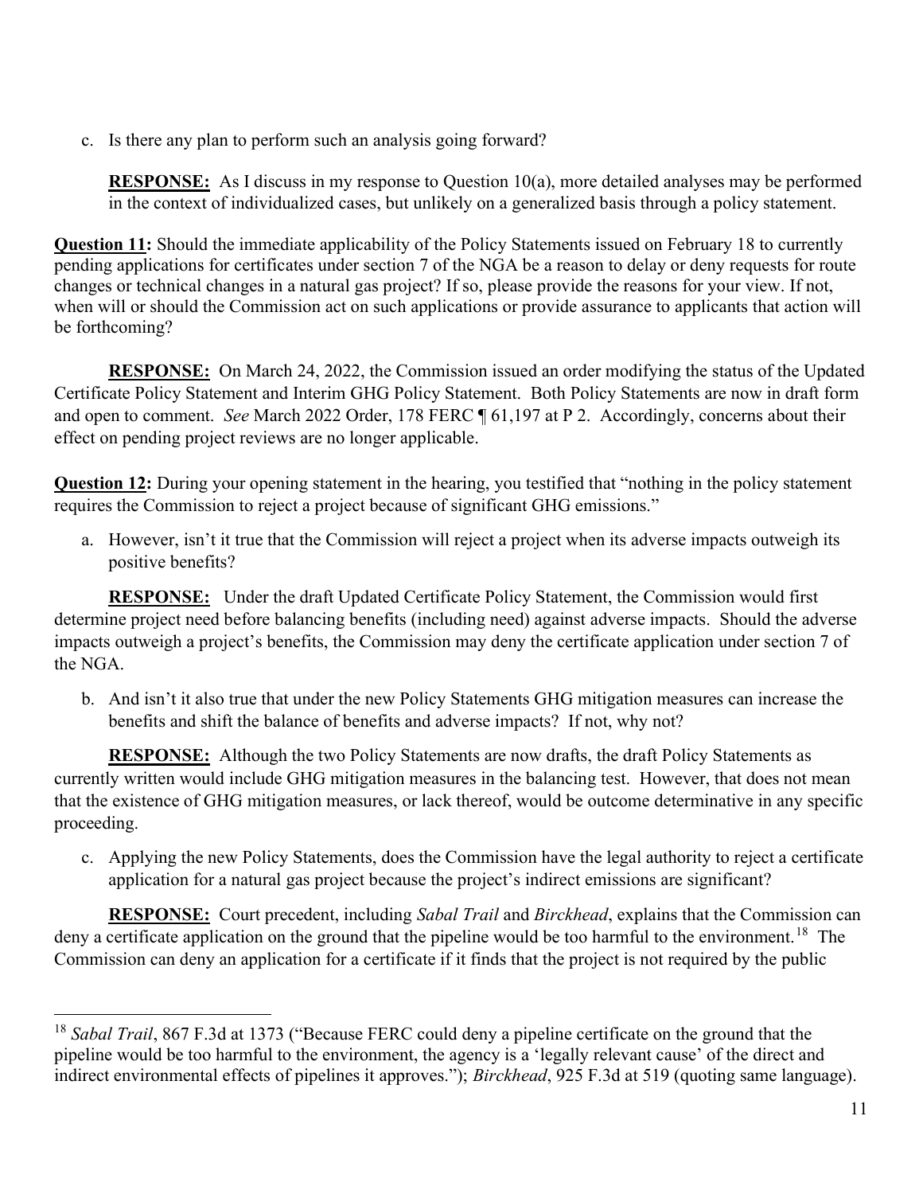c. Is there any plan to perform such an analysis going forward?

**RESPONSE:** As I discuss in my response to Question 10(a), more detailed analyses may be performed in the context of individualized cases, but unlikely on a generalized basis through a policy statement.

**Question 11:** Should the immediate applicability of the Policy Statements issued on February 18 to currently pending applications for certificates under section 7 of the NGA be a reason to delay or deny requests for route changes or technical changes in a natural gas project? If so, please provide the reasons for your view. If not, when will or should the Commission act on such applications or provide assurance to applicants that action will be forthcoming?

**RESPONSE:** On March 24, 2022, the Commission issued an order modifying the status of the Updated Certificate Policy Statement and Interim GHG Policy Statement. Both Policy Statements are now in draft form and open to comment. *See* March 2022 Order, 178 FERC ¶ 61,197 at P 2. Accordingly, concerns about their effect on pending project reviews are no longer applicable.

**Question 12:** During your opening statement in the hearing, you testified that "nothing in the policy statement requires the Commission to reject a project because of significant GHG emissions."

a. However, isn't it true that the Commission will reject a project when its adverse impacts outweigh its positive benefits?

**RESPONSE:** Under the draft Updated Certificate Policy Statement, the Commission would first determine project need before balancing benefits (including need) against adverse impacts. Should the adverse impacts outweigh a project's benefits, the Commission may deny the certificate application under section 7 of the NGA.

b. And isn't it also true that under the new Policy Statements GHG mitigation measures can increase the benefits and shift the balance of benefits and adverse impacts? If not, why not?

**RESPONSE:** Although the two Policy Statements are now drafts, the draft Policy Statements as currently written would include GHG mitigation measures in the balancing test. However, that does not mean that the existence of GHG mitigation measures, or lack thereof, would be outcome determinative in any specific proceeding.

c. Applying the new Policy Statements, does the Commission have the legal authority to reject a certificate application for a natural gas project because the project's indirect emissions are significant?

**RESPONSE:** Court precedent, including *Sabal Trail* and *Birckhead*, explains that the Commission can deny a certificate application on the ground that the pipeline would be too harmful to the environment.[18] The Commission can deny an application for a certificate if it finds that the project is not required by the public

[18] *Sabal Trail*, 867 F.3d at 1373 ("Because FERC could deny a pipeline certificate on the ground that the pipeline would be too harmful to the environment, the agency is a 'legally relevant cause' of the direct and indirect environmental effects of pipelines it approves."); *Birckhead*, 925 F.3d at 519 (quoting same language).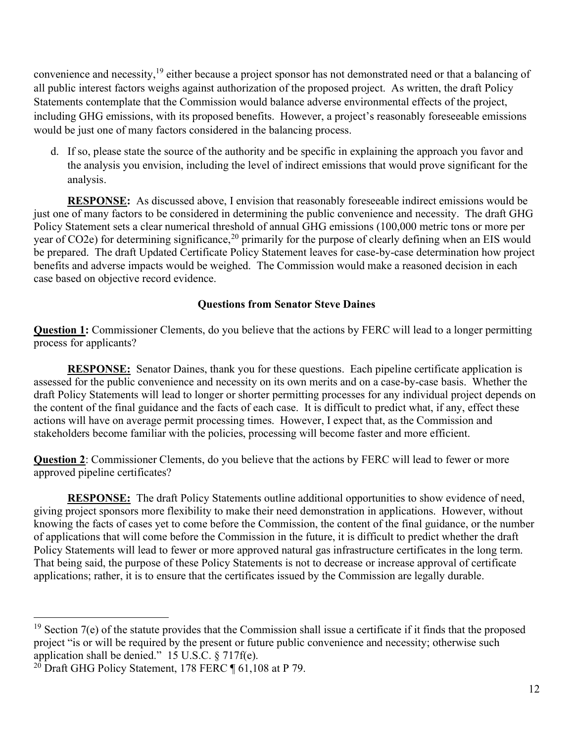convenience and necessity,[19] either because a project sponsor has not demonstrated need or that a balancing of all public interest factors weighs against authorization of the proposed project. As written, the draft Policy Statements contemplate that the Commission would balance adverse environmental effects of the project, including GHG emissions, with its proposed benefits. However, a project's reasonably foreseeable emissions would be just one of many factors considered in the balancing process.

d. If so, please state the source of the authority and be specific in explaining the approach you favor and the analysis you envision, including the level of indirect emissions that would prove significant for the analysis.

**RESPONSE:** As discussed above, I envision that reasonably foreseeable indirect emissions would be just one of many factors to be considered in determining the public convenience and necessity. The draft GHG Policy Statement sets a clear numerical threshold of annual GHG emissions (100,000 metric tons or more per year of $CO_2e$) for determining significance,[20] primarily for the purpose of clearly defining when an EIS would be prepared. The draft Updated Certificate Policy Statement leaves for case-by-case determination how project benefits and adverse impacts would be weighed. The Commission would make a reasoned decision in each case based on objective record evidence.

## Questions from Senator Steve Daines

**Question 1:** Commissioner Clements, do you believe that the actions by FERC will lead to a longer permitting process for applicants?

**RESPONSE:** Senator Daines, thank you for these questions. Each pipeline certificate application is assessed for the public convenience and necessity on its own merits and on a case-by-case basis. Whether the draft Policy Statements will lead to longer or shorter permitting processes for any individual project depends on the content of the final guidance and the facts of each case. It is difficult to predict what, if any, effect these actions will have on average permit processing times. However, I expect that, as the Commission and stakeholders become familiar with the policies, processing will become faster and more efficient.

**Question 2**: Commissioner Clements, do you believe that the actions by FERC will lead to fewer or more approved pipeline certificates?

**RESPONSE:** The draft Policy Statements outline additional opportunities to show evidence of need, giving project sponsors more flexibility to make their need demonstration in applications. However, without knowing the facts of cases yet to come before the Commission, the content of the final guidance, or the number of applications that will come before the Commission in the future, it is difficult to predict whether the draft Policy Statements will lead to fewer or more approved natural gas infrastructure certificates in the long term. That being said, the purpose of these Policy Statements is not to decrease or increase approval of certificate applications; rather, it is to ensure that the certificates issued by the Commission are legally durable.

---

[19] Section 7(e) of the statute provides that the Commission shall issue a certificate if it finds that the proposed project "is or will be required by the present or future public convenience and necessity; otherwise such application shall be denied." 15 U.S.C. § 717f(e).

[20] Draft GHG Policy Statement, 178 FERC ¶ 61,108 at P 79.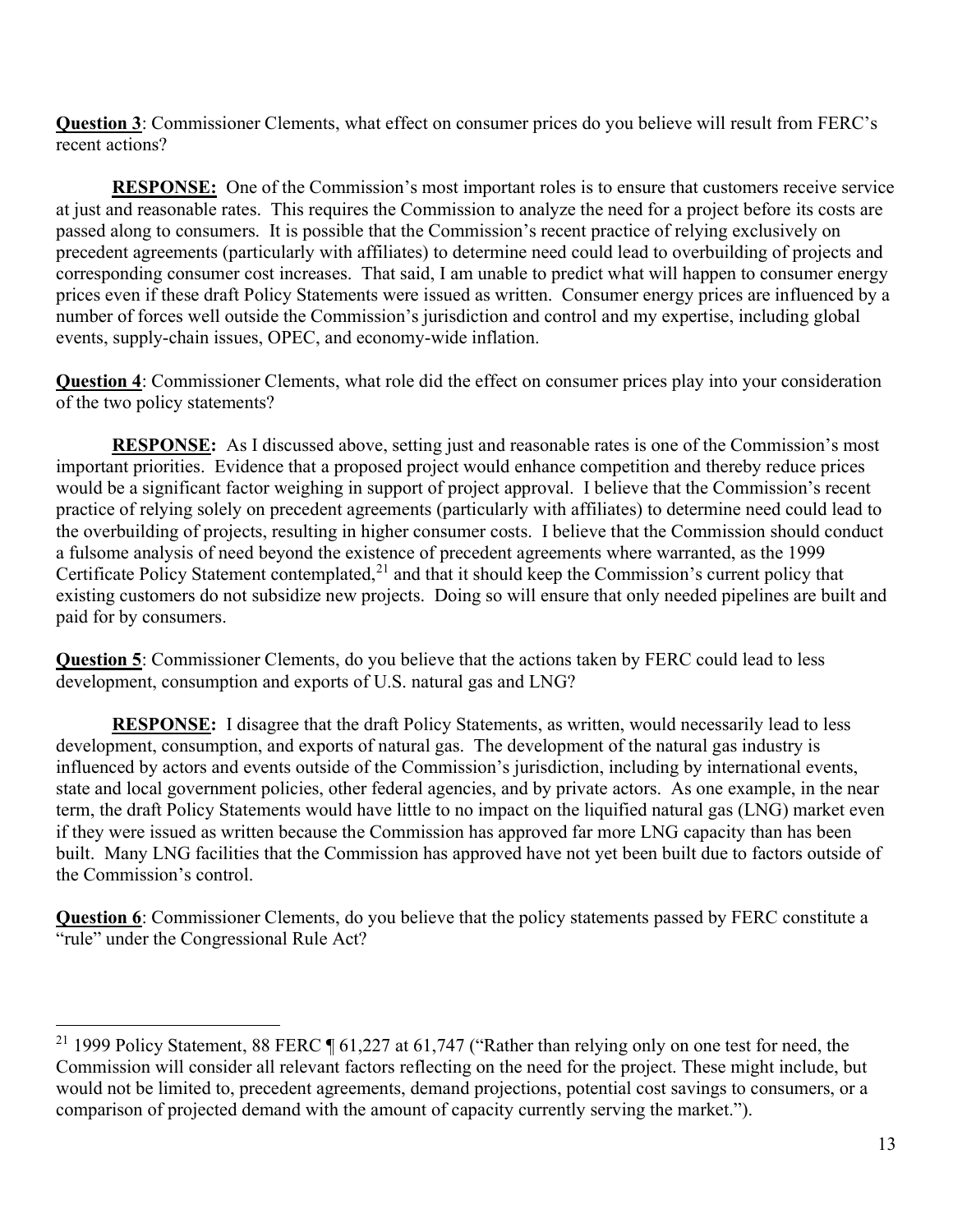**Question 3**: Commissioner Clements, what effect on consumer prices do you believe will result from FERC's recent actions?

**RESPONSE:** One of the Commission's most important roles is to ensure that customers receive service at just and reasonable rates. This requires the Commission to analyze the need for a project before its costs are passed along to consumers. It is possible that the Commission's recent practice of relying exclusively on precedent agreements (particularly with affiliates) to determine need could lead to overbuilding of projects and corresponding consumer cost increases. That said, I am unable to predict what will happen to consumer energy prices even if these draft Policy Statements were issued as written. Consumer energy prices are influenced by a number of forces well outside the Commission's jurisdiction and control and my expertise, including global events, supply-chain issues, OPEC, and economy-wide inflation.

**Question 4**: Commissioner Clements, what role did the effect on consumer prices play into your consideration of the two policy statements?

**RESPONSE:** As I discussed above, setting just and reasonable rates is one of the Commission's most important priorities. Evidence that a proposed project would enhance competition and thereby reduce prices would be a significant factor weighing in support of project approval. I believe that the Commission's recent practice of relying solely on precedent agreements (particularly with affiliates) to determine need could lead to the overbuilding of projects, resulting in higher consumer costs. I believe that the Commission should conduct a fulsome analysis of need beyond the existence of precedent agreements where warranted, as the 1999 Certificate Policy Statement contemplated,[21] and that it should keep the Commission's current policy that existing customers do not subsidize new projects. Doing so will ensure that only needed pipelines are built and paid for by consumers.

**Question 5**: Commissioner Clements, do you believe that the actions taken by FERC could lead to less development, consumption and exports of U.S. natural gas and LNG?

**RESPONSE:** I disagree that the draft Policy Statements, as written, would necessarily lead to less development, consumption, and exports of natural gas. The development of the natural gas industry is influenced by actors and events outside of the Commission's jurisdiction, including by international events, state and local government policies, other federal agencies, and by private actors. As one example, in the near term, the draft Policy Statements would have little to no impact on the liquified natural gas (LNG) market even if they were issued as written because the Commission has approved far more LNG capacity than has been built. Many LNG facilities that the Commission has approved have not yet been built due to factors outside of the Commission's control.

**Question 6**: Commissioner Clements, do you believe that the policy statements passed by FERC constitute a "rule" under the Congressional Rule Act?

---

[21] 1999 Policy Statement, 88 FERC ¶ 61,227 at 61,747 ("Rather than relying only on one test for need, the Commission will consider all relevant factors reflecting on the need for the project. These might include, but would not be limited to, precedent agreements, demand projections, potential cost savings to consumers, or a comparison of projected demand with the amount of capacity currently serving the market.").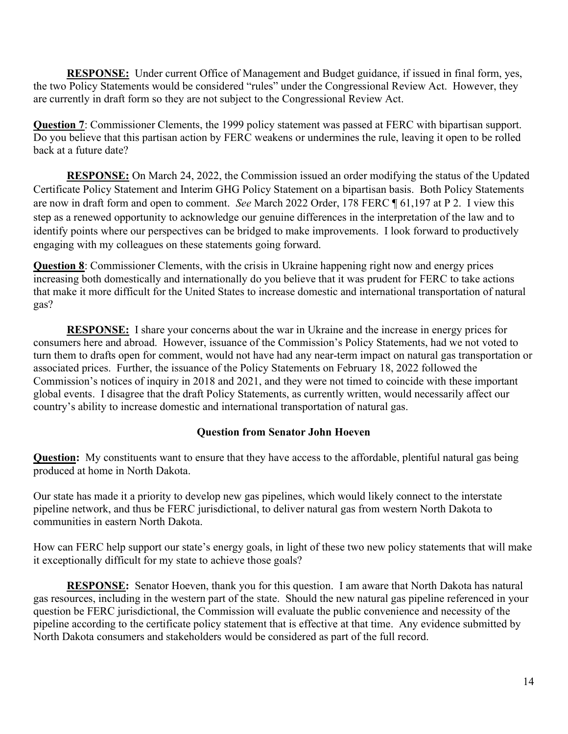**RESPONSE:** Under current Office of Management and Budget guidance, if issued in final form, yes, the two Policy Statements would be considered "rules" under the Congressional Review Act. However, they are currently in draft form so they are not subject to the Congressional Review Act.

**Question 7**: Commissioner Clements, the 1999 policy statement was passed at FERC with bipartisan support. Do you believe that this partisan action by FERC weakens or undermines the rule, leaving it open to be rolled back at a future date?

**RESPONSE:** On March 24, 2022, the Commission issued an order modifying the status of the Updated Certificate Policy Statement and Interim GHG Policy Statement on a bipartisan basis. Both Policy Statements are now in draft form and open to comment. *See* March 2022 Order, 178 FERC ¶ 61,197 at P 2. I view this step as a renewed opportunity to acknowledge our genuine differences in the interpretation of the law and to identify points where our perspectives can be bridged to make improvements. I look forward to productively engaging with my colleagues on these statements going forward.

**Question 8**: Commissioner Clements, with the crisis in Ukraine happening right now and energy prices increasing both domestically and internationally do you believe that it was prudent for FERC to take actions that make it more difficult for the United States to increase domestic and international transportation of natural gas?

**RESPONSE:** I share your concerns about the war in Ukraine and the increase in energy prices for consumers here and abroad. However, issuance of the Commission's Policy Statements, had we not voted to turn them to drafts open for comment, would not have had any near-term impact on natural gas transportation or associated prices. Further, the issuance of the Policy Statements on February 18, 2022 followed the Commission's notices of inquiry in 2018 and 2021, and they were not timed to coincide with these important global events. I disagree that the draft Policy Statements, as currently written, would necessarily affect our country's ability to increase domestic and international transportation of natural gas.

## Question from Senator John Hoeven

**Question:** My constituents want to ensure that they have access to the affordable, plentiful natural gas being produced at home in North Dakota.

Our state has made it a priority to develop new gas pipelines, which would likely connect to the interstate pipeline network, and thus be FERC jurisdictional, to deliver natural gas from western North Dakota to communities in eastern North Dakota.

How can FERC help support our state's energy goals, in light of these two new policy statements that will make it exceptionally difficult for my state to achieve those goals?

**RESPONSE:** Senator Hoeven, thank you for this question. I am aware that North Dakota has natural gas resources, including in the western part of the state. Should the new natural gas pipeline referenced in your question be FERC jurisdictional, the Commission will evaluate the public convenience and necessity of the pipeline according to the certificate policy statement that is effective at that time. Any evidence submitted by North Dakota consumers and stakeholders would be considered as part of the full record.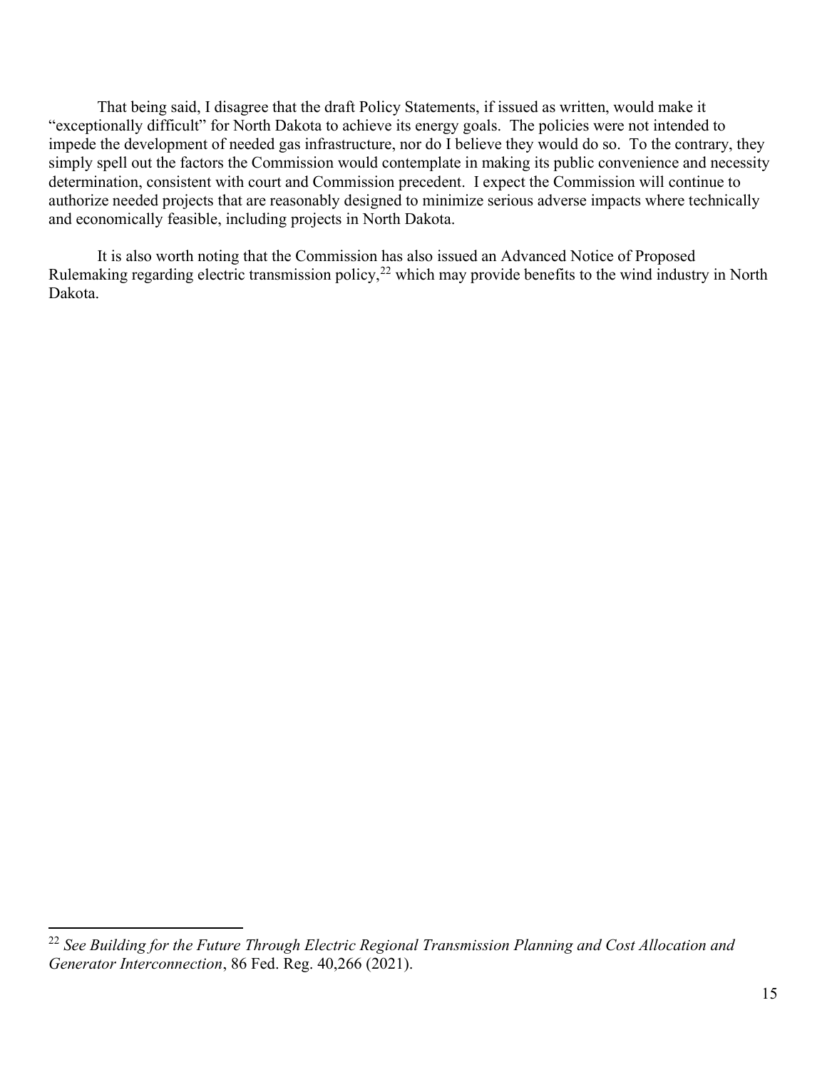That being said, I disagree that the draft Policy Statements, if issued as written, would make it "exceptionally difficult" for North Dakota to achieve its energy goals. The policies were not intended to impede the development of needed gas infrastructure, nor do I believe they would do so. To the contrary, they simply spell out the factors the Commission would contemplate in making its public convenience and necessity determination, consistent with court and Commission precedent. I expect the Commission will continue to authorize needed projects that are reasonably designed to minimize serious adverse impacts where technically and economically feasible, including projects in North Dakota.

It is also worth noting that the Commission has also issued an Advanced Notice of Proposed Rulemaking regarding electric transmission policy,[22] which may provide benefits to the wind industry in North Dakota.

---

[22] *See Building for the Future Through Electric Regional Transmission Planning and Cost Allocation and Generator Interconnection*, 86 Fed. Reg. 40,266 (2021).